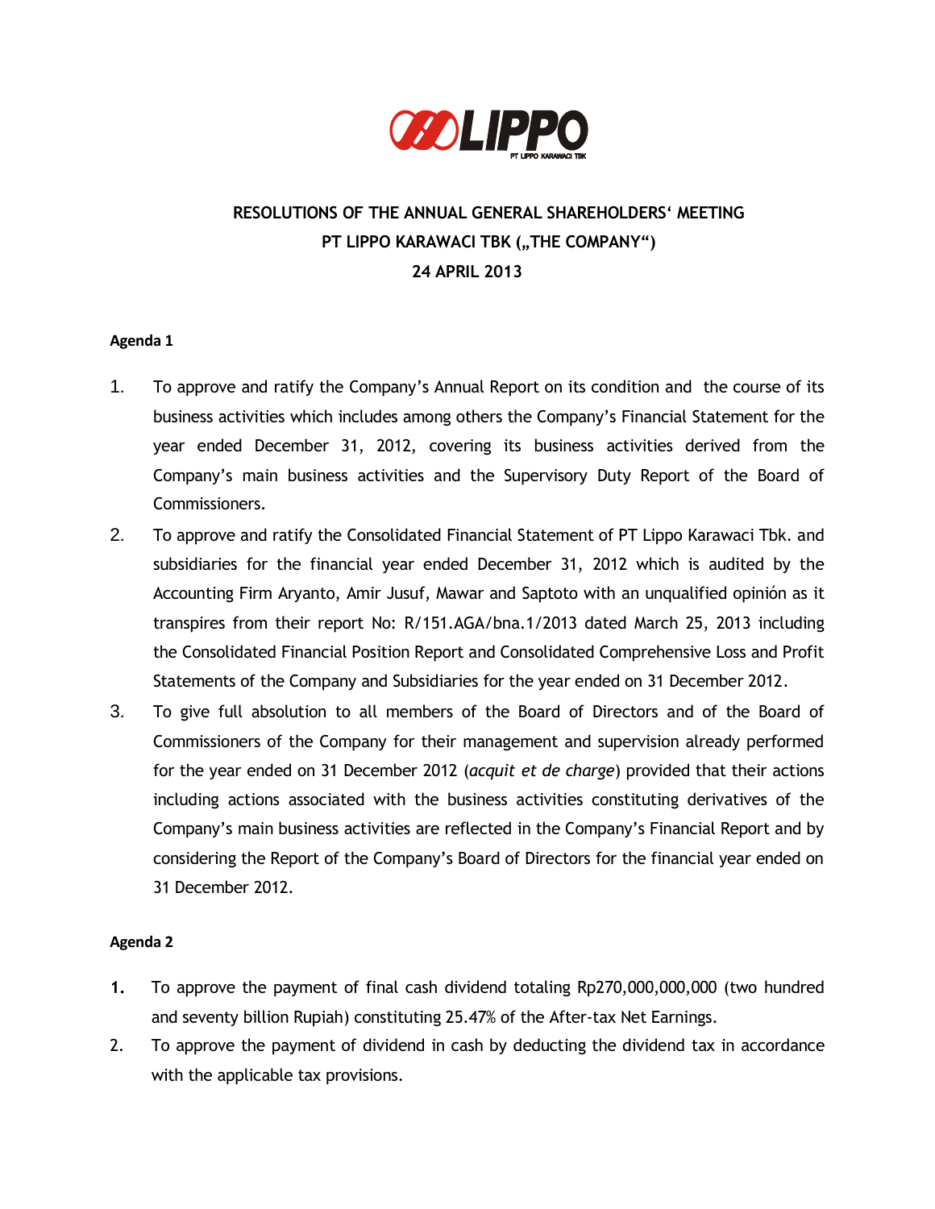# RESOLUTIONS OF THE ANNUAL GENERAL SHAREHOLDERS' MEETING
# PT LIPPO KARAWACI TBK („THE COMPANY")
# 24 APRIL 2013

**Agenda 1**

1. To approve and ratify the Company's Annual Report on its condition and the course of its business activities which includes among others the Company's Financial Statement for the year ended December 31, 2012, covering its business activities derived from the Company's main business activities and the Supervisory Duty Report of the Board of Commissioners.
2. To approve and ratify the Consolidated Financial Statement of PT Lippo Karawaci Tbk. and subsidiaries for the financial year ended December 31, 2012 which is audited by the Accounting Firm Aryanto, Amir Jusuf, Mawar and Saptoto with an unqualified opinión as it transpires from their report No: R/151.AGA/bna.1/2013 dated March 25, 2013 including the Consolidated Financial Position Report and Consolidated Comprehensive Loss and Profit Statements of the Company and Subsidiaries for the year ended on 31 December 2012.
3. To give full absolution to all members of the Board of Directors and of the Board of Commissioners of the Company for their management and supervision already performed for the year ended on 31 December 2012 (*acquit et de charge*) provided that their actions including actions associated with the business activities constituting derivatives of the Company's main business activities are reflected in the Company's Financial Report and by considering the Report of the Company's Board of Directors for the financial year ended on 31 December 2012.

**Agenda 2**

1. To approve the payment of final cash dividend totaling Rp270,000,000,000 (two hundred and seventy billion Rupiah) constituting 25.47% of the After-tax Net Earnings.
2. To approve the payment of dividend in cash by deducting the dividend tax in accordance with the applicable tax provisions.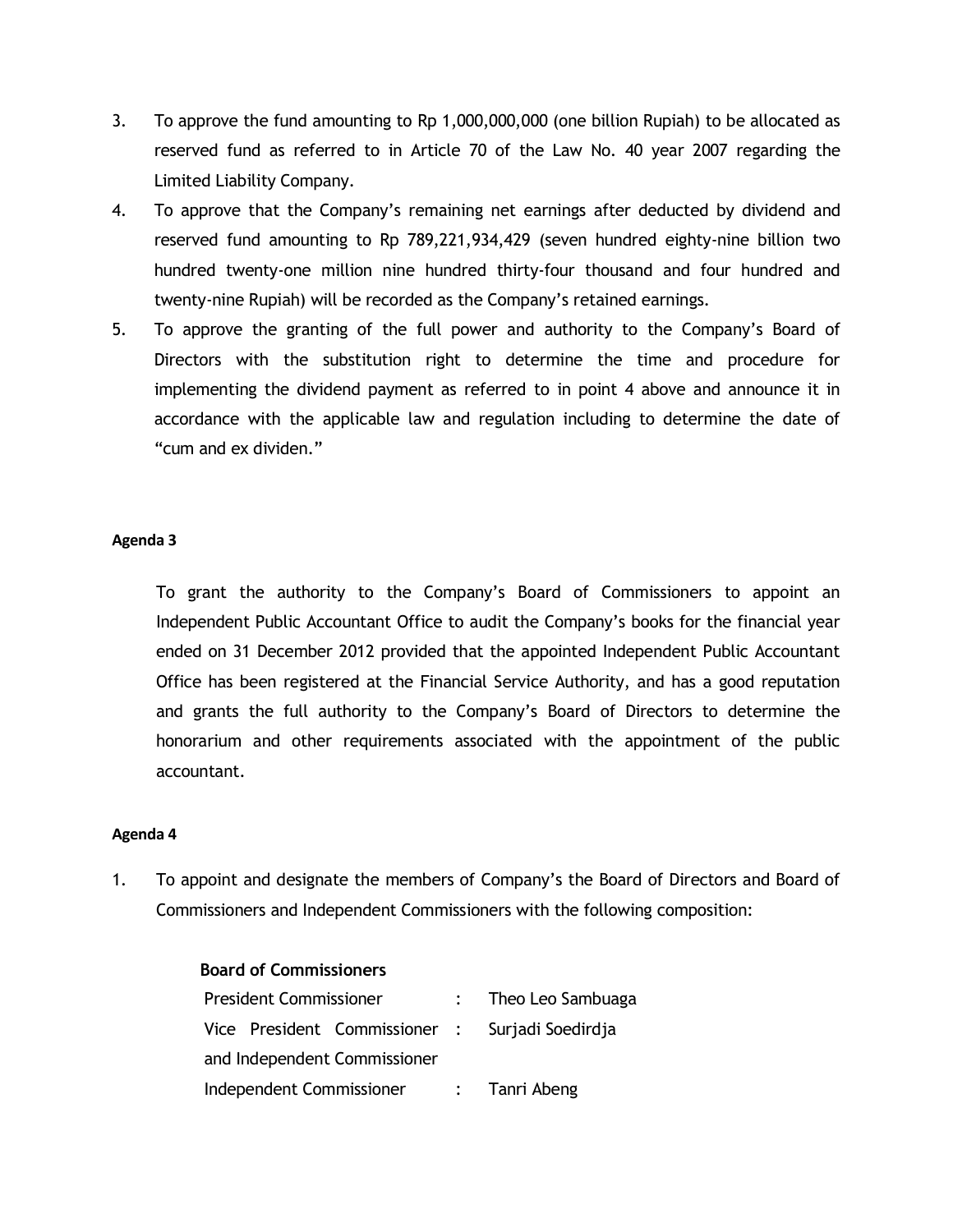3. To approve the fund amounting to Rp 1,000,000,000 (one billion Rupiah) to be allocated as reserved fund as referred to in Article 70 of the Law No. 40 year 2007 regarding the Limited Liability Company.
4. To approve that the Company's remaining net earnings after deducted by dividend and reserved fund amounting to Rp 789,221,934,429 (seven hundred eighty-nine billion two hundred twenty-one million nine hundred thirty-four thousand and four hundred and twenty-nine Rupiah) will be recorded as the Company's retained earnings.
5. To approve the granting of the full power and authority to the Company's Board of Directors with the substitution right to determine the time and procedure for implementing the dividend payment as referred to in point 4 above and announce it in accordance with the applicable law and regulation including to determine the date of "cum and ex dividen."

**Agenda 3**

To grant the authority to the Company's Board of Commissioners to appoint an Independent Public Accountant Office to audit the Company's books for the financial year ended on 31 December 2012 provided that the appointed Independent Public Accountant Office has been registered at the Financial Service Authority, and has a good reputation and grants the full authority to the Company's Board of Directors to determine the honorarium and other requirements associated with the appointment of the public accountant.

**Agenda 4**

1. To appoint and designate the members of Company's the Board of Directors and Board of Commissioners and Independent Commissioners with the following composition:

**Board of Commissioners**

| | | |
|---|---|---|
| President Commissioner | : | Theo Leo Sambuaga |
| Vice President Commissioner and Independent Commissioner | : | Surjadi Soedirdja |
| Independent Commissioner | : | Tanri Abeng |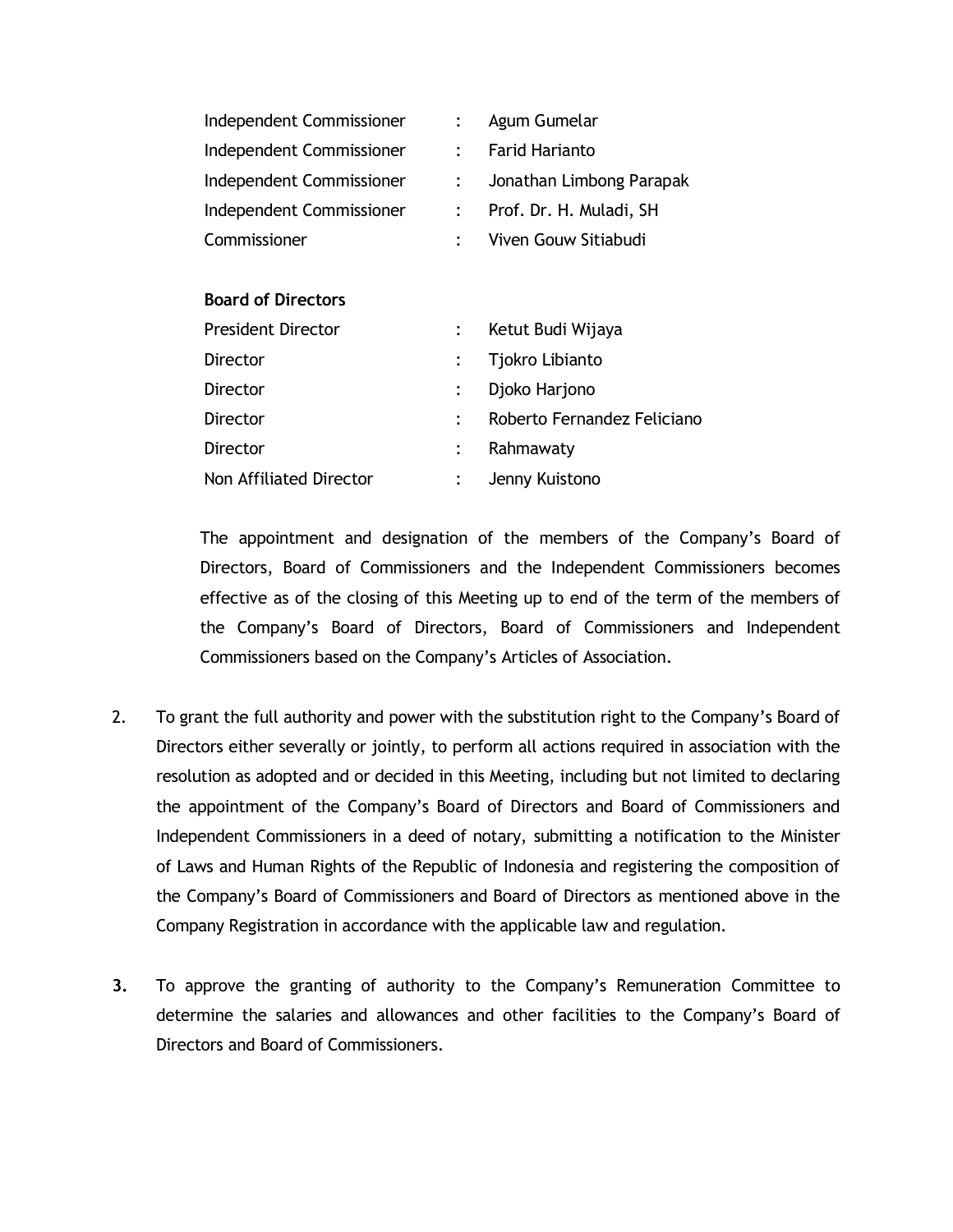| | | |
|---|---|---|
| Independent Commissioner | : | Agum Gumelar |
| Independent Commissioner | : | Farid Harianto |
| Independent Commissioner | : | Jonathan Limbong Parapak |
| Independent Commissioner | : | Prof. Dr. H. Muladi, SH |
| Commissioner | : | Viven Gouw Sitiabudi |

**Board of Directors**

| | | |
|---|---|---|
| President Director | : | Ketut Budi Wijaya |
| Director | : | Tjokro Libianto |
| Director | : | Djoko Harjono |
| Director | : | Roberto Fernandez Feliciano |
| Director | : | Rahmawaty |
| Non Affiliated Director | : | Jenny Kuistono |

The appointment and designation of the members of the Company's Board of Directors, Board of Commissioners and the Independent Commissioners becomes effective as of the closing of this Meeting up to end of the term of the members of the Company's Board of Directors, Board of Commissioners and Independent Commissioners based on the Company's Articles of Association.

2. To grant the full authority and power with the substitution right to the Company's Board of Directors either severally or jointly, to perform all actions required in association with the resolution as adopted and or decided in this Meeting, including but not limited to declaring the appointment of the Company's Board of Directors and Board of Commissioners and Independent Commissioners in a deed of notary, submitting a notification to the Minister of Laws and Human Rights of the Republic of Indonesia and registering the composition of the Company's Board of Commissioners and Board of Directors as mentioned above in the Company Registration in accordance with the applicable law and regulation.

3. To approve the granting of authority to the Company's Remuneration Committee to determine the salaries and allowances and other facilities to the Company's Board of Directors and Board of Commissioners.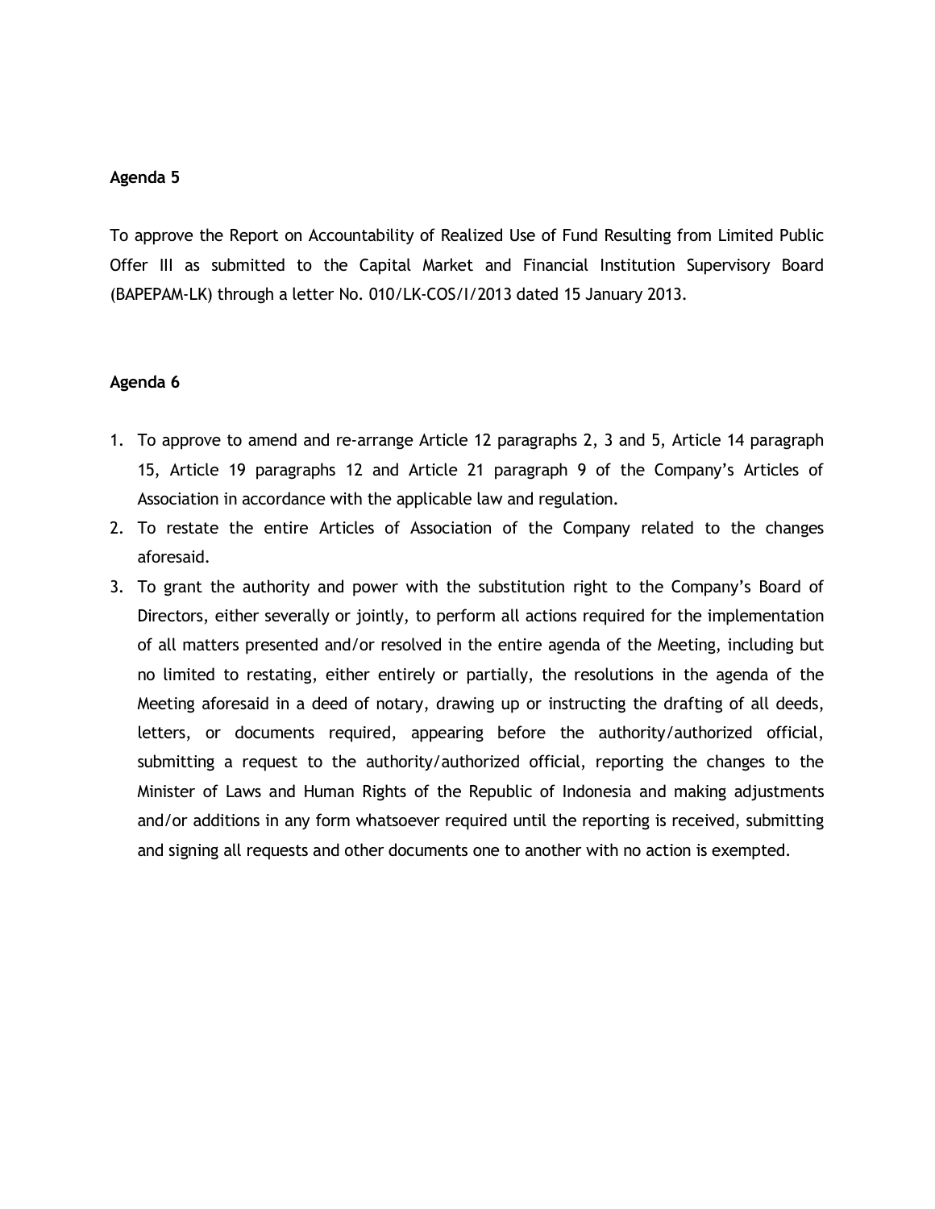**Agenda 5**

To approve the Report on Accountability of Realized Use of Fund Resulting from Limited Public Offer III as submitted to the Capital Market and Financial Institution Supervisory Board (BAPEPAM-LK) through a letter No. 010/LK-COS/I/2013 dated 15 January 2013.

**Agenda 6**

1. To approve to amend and re-arrange Article 12 paragraphs 2, 3 and 5, Article 14 paragraph 15, Article 19 paragraphs 12 and Article 21 paragraph 9 of the Company's Articles of Association in accordance with the applicable law and regulation.
2. To restate the entire Articles of Association of the Company related to the changes aforesaid.
3. To grant the authority and power with the substitution right to the Company's Board of Directors, either severally or jointly, to perform all actions required for the implementation of all matters presented and/or resolved in the entire agenda of the Meeting, including but no limited to restating, either entirely or partially, the resolutions in the agenda of the Meeting aforesaid in a deed of notary, drawing up or instructing the drafting of all deeds, letters, or documents required, appearing before the authority/authorized official, submitting a request to the authority/authorized official, reporting the changes to the Minister of Laws and Human Rights of the Republic of Indonesia and making adjustments and/or additions in any form whatsoever required until the reporting is received, submitting and signing all requests and other documents one to another with no action is exempted.